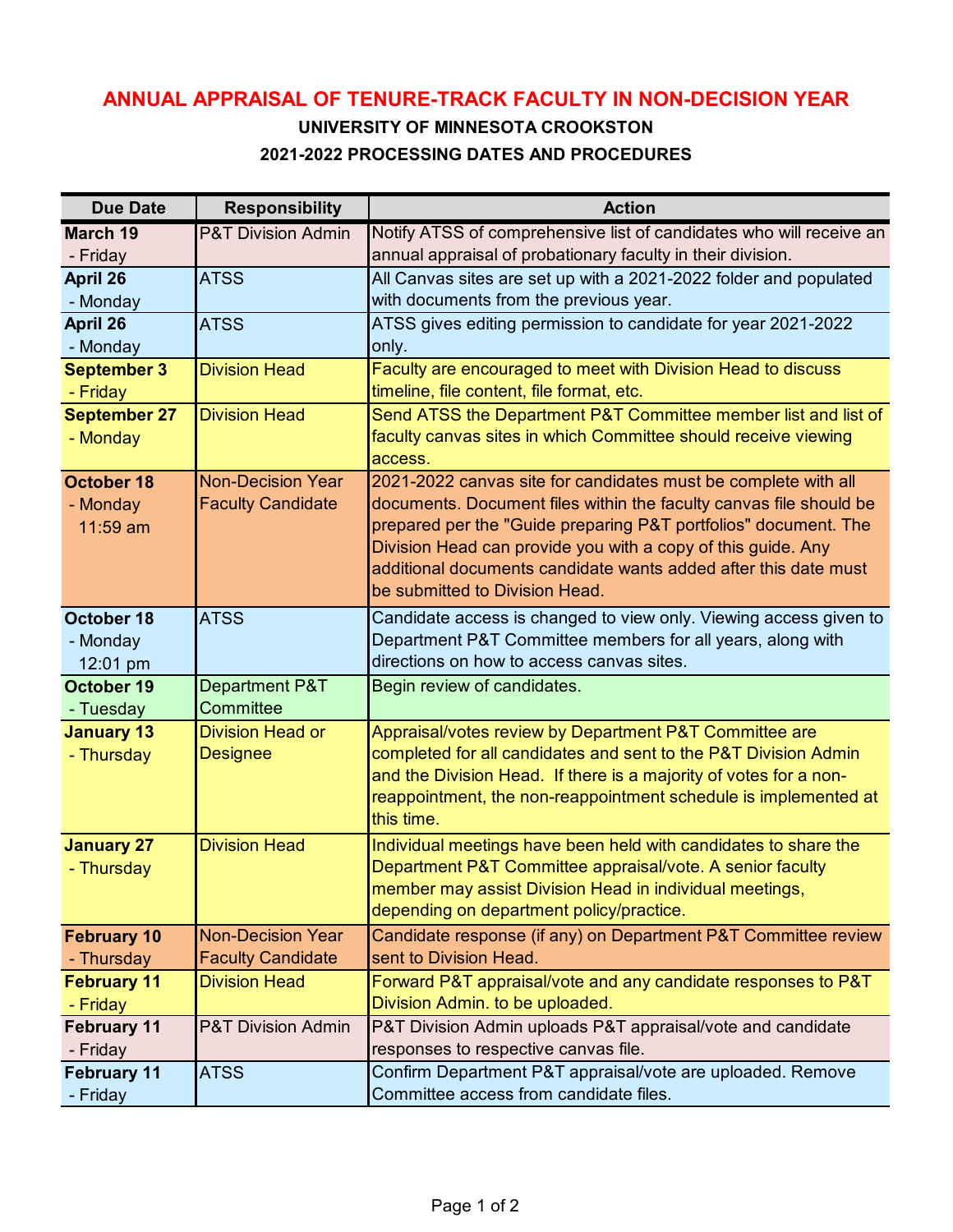# ANNUAL APPRAISAL OF TENURE-TRACK FACULTY IN NON-DECISION YEAR

### UNIVERSITY OF MINNESOTA CROOKSTON

### 2021-2022 PROCESSING DATES AND PROCEDURES

| Due Date | Responsibility | Action |
|---|---|---|
| **March 19** - Friday | P&T Division Admin | Notify ATSS of comprehensive list of candidates who will receive an annual appraisal of probationary faculty in their division. |
| **April 26** - Monday | ATSS | All Canvas sites are set up with a 2021-2022 folder and populated with documents from the previous year. |
| **April 26** - Monday | ATSS | ATSS gives editing permission to candidate for year 2021-2022 only. |
| **September 3** - Friday | Division Head | Faculty are encouraged to meet with Division Head to discuss timeline, file content, file format, etc. |
| **September 27** - Monday | Division Head | Send ATSS the Department P&T Committee member list and list of faculty canvas sites in which Committee should receive viewing access. |
| **October 18** - Monday 11:59 am | Non-Decision Year Faculty Candidate | 2021-2022 canvas site for candidates must be complete with all documents. Document files within the faculty canvas file should be prepared per the "Guide preparing P&T portfolios" document. The Division Head can provide you with a copy of this guide. Any additional documents candidate wants added after this date must be submitted to Division Head. |
| **October 18** - Monday 12:01 pm | ATSS | Candidate access is changed to view only. Viewing access given to Department P&T Committee members for all years, along with directions on how to access canvas sites. |
| **October 19** - Tuesday | Department P&T Committee | Begin review of candidates. |
| **January 13** - Thursday | Division Head or Designee | Appraisal/votes review by Department P&T Committee are completed for all candidates and sent to the P&T Division Admin and the Division Head. If there is a majority of votes for a non-reappointment, the non-reappointment schedule is implemented at this time. |
| **January 27** - Thursday | Division Head | Individual meetings have been held with candidates to share the Department P&T Committee appraisal/vote. A senior faculty member may assist Division Head in individual meetings, depending on department policy/practice. |
| **February 10** - Thursday | Non-Decision Year Faculty Candidate | Candidate response (if any) on Department P&T Committee review sent to Division Head. |
| **February 11** - Friday | Division Head | Forward P&T appraisal/vote and any candidate responses to P&T Division Admin. to be uploaded. |
| **February 11** - Friday | P&T Division Admin | P&T Division Admin uploads P&T appraisal/vote and candidate responses to respective canvas file. |
| **February 11** - Friday | ATSS | Confirm Department P&T appraisal/vote are uploaded. Remove Committee access from candidate files. |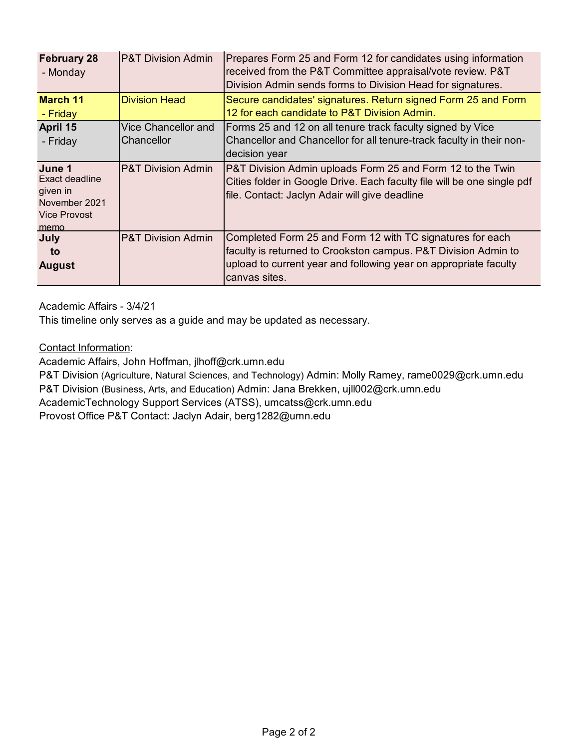| | | |
|---|---|---|
| **February 28** - Monday | P&T Division Admin | Prepares Form 25 and Form 12 for candidates using information received from the P&T Committee appraisal/vote review. P&T Division Admin sends forms to Division Head for signatures. |
| **March 11** - Friday | Division Head | Secure candidates' signatures. Return signed Form 25 and Form 12 for each candidate to P&T Division Admin. |
| **April 15** - Friday | Vice Chancellor and Chancellor | Forms 25 and 12 on all tenure track faculty signed by Vice Chancellor and Chancellor for all tenure-track faculty in their non-decision year |
| **June 1** Exact deadline given in November 2021 Vice Provost memo | P&T Division Admin | P&T Division Admin uploads Form 25 and Form 12 to the Twin Cities folder in Google Drive. Each faculty file will be one single pdf file. Contact: Jaclyn Adair will give deadline |
| **July to August** | P&T Division Admin | Completed Form 25 and Form 12 with TC signatures for each faculty is returned to Crookston campus. P&T Division Admin to upload to current year and following year on appropriate faculty canvas sites. |

Academic Affairs - 3/4/21

This timeline only serves as a guide and may be updated as necessary.

Contact Information:

Academic Affairs, John Hoffman, jlhoff@crk.umn.edu

P&T Division (Agriculture, Natural Sciences, and Technology) Admin: Molly Ramey, rame0029@crk.umn.edu

P&T Division (Business, Arts, and Education) Admin: Jana Brekken, ujll002@crk.umn.edu

AcademicTechnology Support Services (ATSS), umcatss@crk.umn.edu

Provost Office P&T Contact: Jaclyn Adair, berg1282@umn.edu